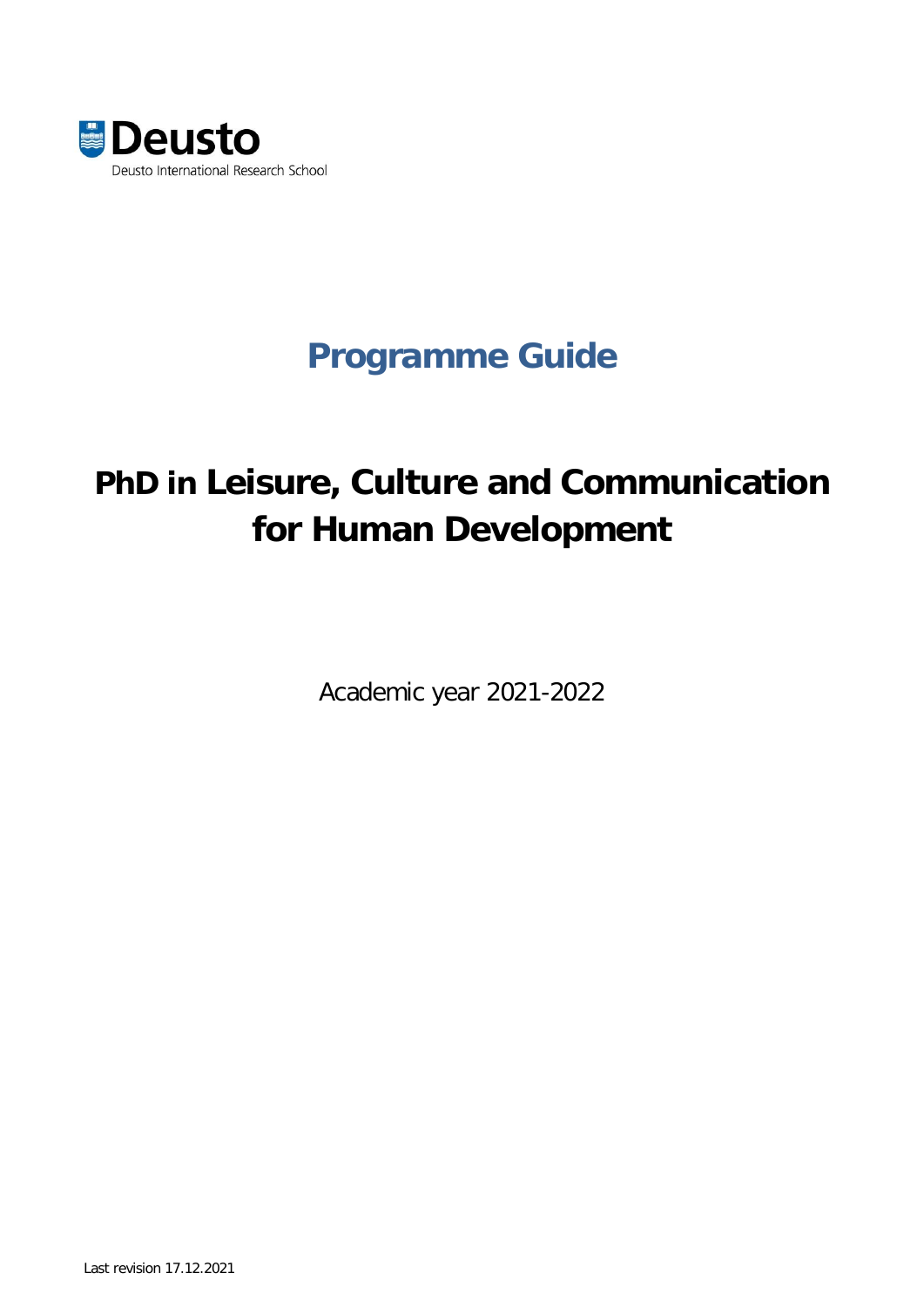Deusto

Deusto International Research School

# Programme Guide

# PhD in Leisure, Culture and Communication for Human Development

Academic year 2021-2022

Last revision 17.12.2021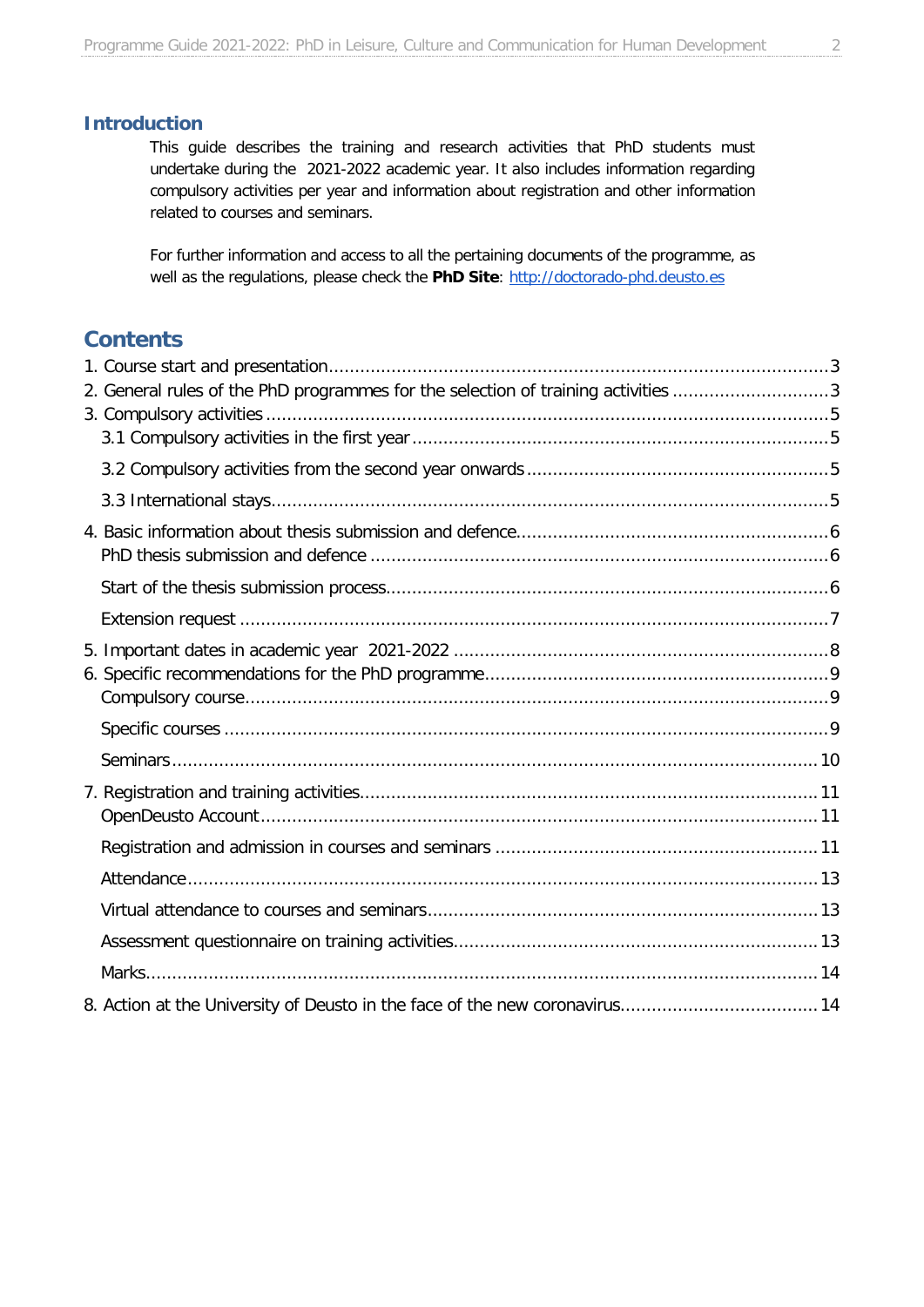## Introduction

This guide describes the training and research activities that PhD students must undertake during the 2021-2022 academic year. It also includes information regarding compulsory activities per year and information about registration and other information related to courses and seminars.

For further information and access to all the pertaining documents of the programme, as well as the regulations, please check the **PhD Site**: http://doctorado-phd.deusto.es

## Contents

1. Course start and presentation ..... 3
2. General rules of the PhD programmes for the selection of training activities ..... 3
3. Compulsory activities ..... 5
   - 3.1 Compulsory activities in the first year ..... 5
   - 3.2 Compulsory activities from the second year onwards ..... 5
   - 3.3 International stays ..... 5
4. Basic information about thesis submission and defence ..... 6
   - PhD thesis submission and defence ..... 6
   - Start of the thesis submission process ..... 6
   - Extension request ..... 7
5. Important dates in academic year 2021-2022 ..... 8
6. Specific recommendations for the PhD programme ..... 9
   - Compulsory course ..... 9
   - Specific courses ..... 9
   - Seminars ..... 10
7. Registration and training activities ..... 11
   - OpenDeusto Account ..... 11
   - Registration and admission in courses and seminars ..... 11
   - Attendance ..... 13
   - Virtual attendance to courses and seminars ..... 13
   - Assessment questionnaire on training activities ..... 13
   - Marks ..... 14
8. Action at the University of Deusto in the face of the new coronavirus ..... 14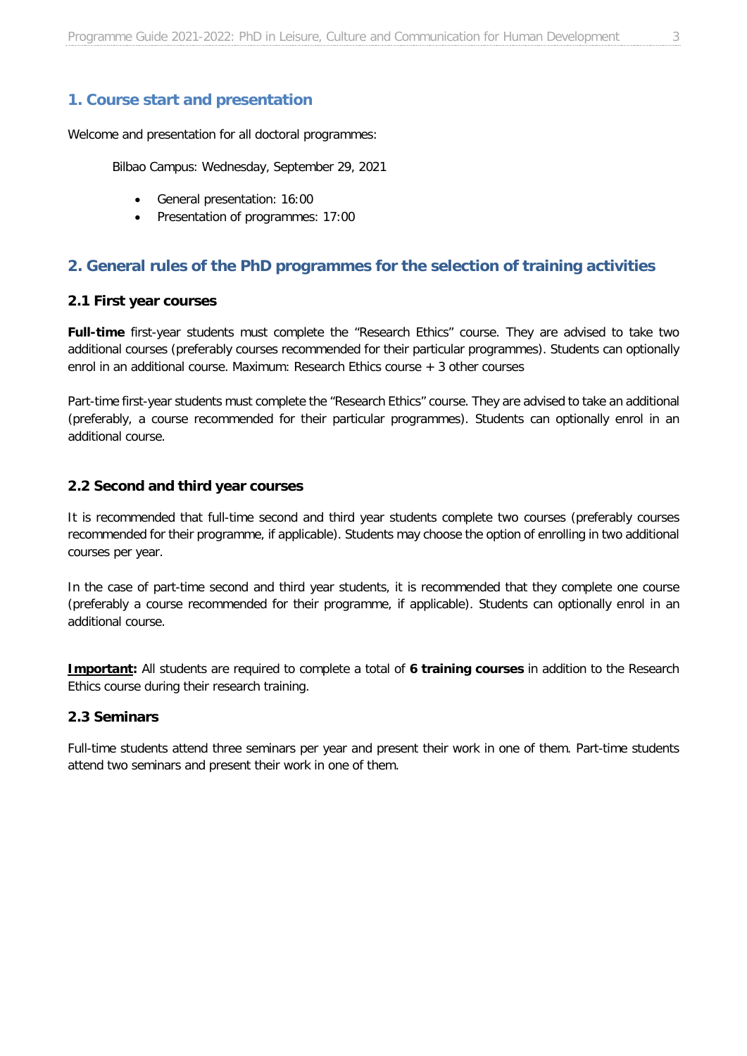## 1. Course start and presentation

Welcome and presentation for all doctoral programmes:

Bilbao Campus: Wednesday, September 29, 2021

- General presentation: 16:00
- Presentation of programmes: 17:00

## 2. General rules of the PhD programmes for the selection of training activities

### 2.1 First year courses

**Full-time** first-year students must complete the "Research Ethics" course. They are advised to take two additional courses (preferably courses recommended for their particular programmes). Students can optionally enrol in an additional course. Maximum: Research Ethics course + 3 other courses

Part-time first-year students must complete the "Research Ethics" course. They are advised to take an additional (preferably, a course recommended for their particular programmes). Students can optionally enrol in an additional course.

### 2.2 Second and third year courses

It is recommended that full-time second and third year students complete two courses (preferably courses recommended for their programme, if applicable). Students may choose the option of enrolling in two additional courses per year.

In the case of part-time second and third year students, it is recommended that they complete one course (preferably a course recommended for their programme, if applicable). Students can optionally enrol in an additional course.

**Important:** All students are required to complete a total of **6 training courses** in addition to the Research Ethics course during their research training.

### 2.3 Seminars

Full-time students attend three seminars per year and present their work in one of them. Part-time students attend two seminars and present their work in one of them.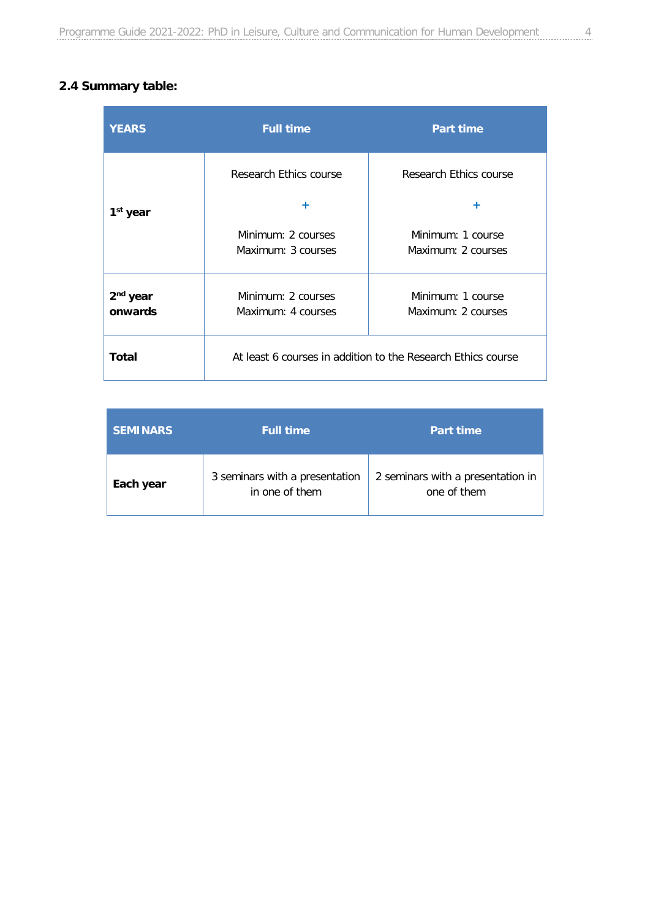## 2.4 Summary table:

| YEARS | Full time | Part time |
|---|---|---|
| **1st year** | Research Ethics course + Minimum: 2 courses Maximum: 3 courses | Research Ethics course + Minimum: 1 course Maximum: 2 courses |
| **2nd year onwards** | Minimum: 2 courses Maximum: 4 courses | Minimum: 1 course Maximum: 2 courses |
| **Total** | At least 6 courses in addition to the Research Ethics course | |

| SEMINARS | Full time | Part time |
|---|---|---|
| **Each year** | 3 seminars with a presentation in one of them | 2 seminars with a presentation in one of them |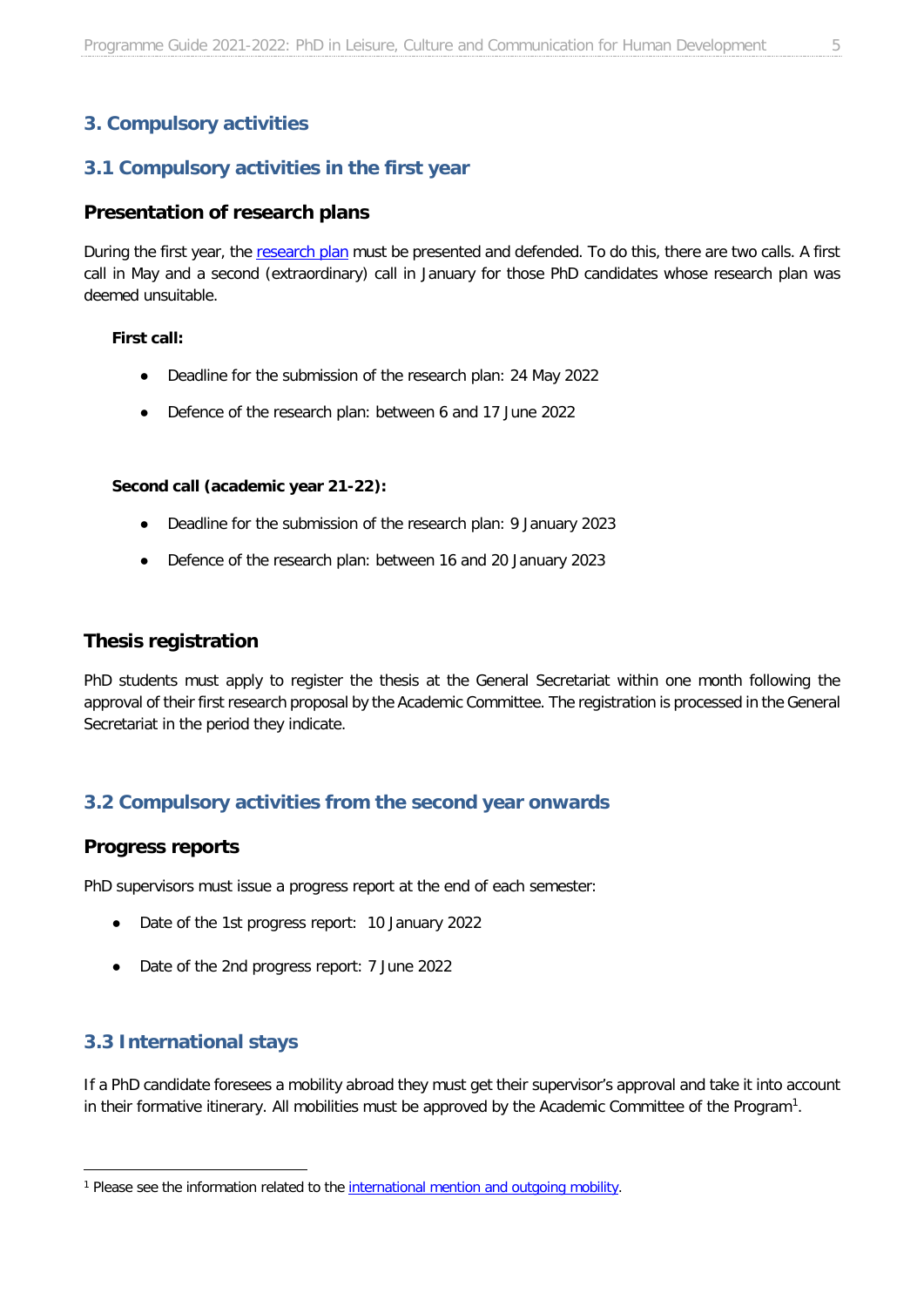## 3. Compulsory activities

### 3.1 Compulsory activities in the first year

#### Presentation of research plans

During the first year, the research plan must be presented and defended. To do this, there are two calls. A first call in May and a second (extraordinary) call in January for those PhD candidates whose research plan was deemed unsuitable.

**First call:**

- Deadline for the submission of the research plan: 24 May 2022
- Defence of the research plan: between 6 and 17 June 2022

**Second call (academic year 21-22):**

- Deadline for the submission of the research plan: 9 January 2023
- Defence of the research plan: between 16 and 20 January 2023

#### Thesis registration

PhD students must apply to register the thesis at the General Secretariat within one month following the approval of their first research proposal by the Academic Committee. The registration is processed in the General Secretariat in the period they indicate.

### 3.2 Compulsory activities from the second year onwards

#### Progress reports

PhD supervisors must issue a progress report at the end of each semester:

- Date of the 1st progress report: 10 January 2022
- Date of the 2nd progress report: 7 June 2022

### 3.3 International stays

If a PhD candidate foresees a mobility abroad they must get their supervisor's approval and take it into account in their formative itinerary. All mobilities must be approved by the Academic Committee of the Program[1].

[1] Please see the information related to the international mention and outgoing mobility.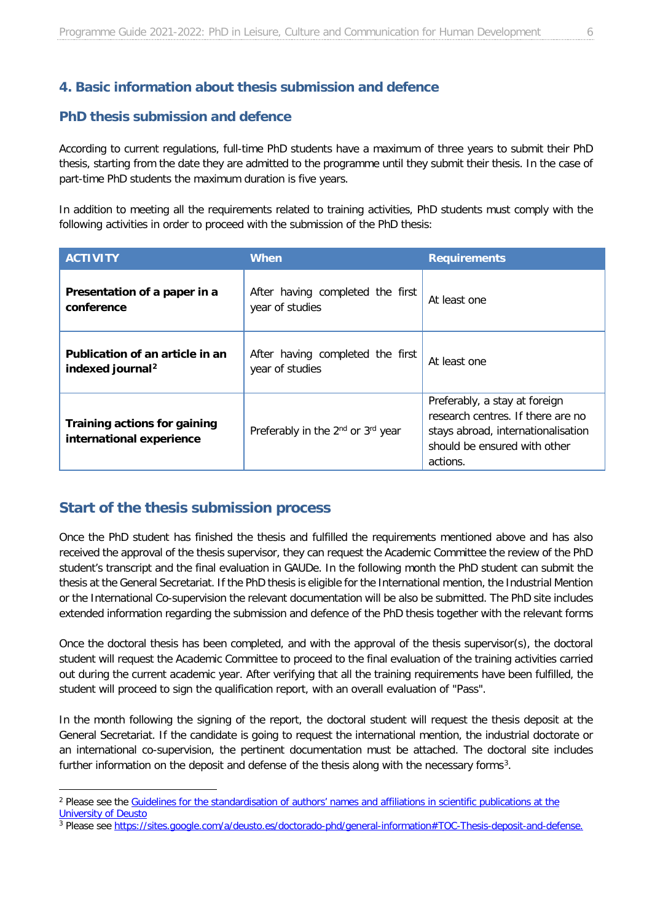## 4. Basic information about thesis submission and defence

### PhD thesis submission and defence

According to current regulations, full-time PhD students have a maximum of three years to submit their PhD thesis, starting from the date they are admitted to the programme until they submit their thesis. In the case of part-time PhD students the maximum duration is five years.

In addition to meeting all the requirements related to training activities, PhD students must comply with the following activities in order to proceed with the submission of the PhD thesis:

| ACTIVITY | When | Requirements |
|---|---|---|
| **Presentation of a paper in a conference** | After having completed the first year of studies | At least one |
| **Publication of an article in an indexed journal**[2] | After having completed the first year of studies | At least one |
| **Training actions for gaining international experience** | Preferably in the 2nd or 3rd year | Preferably, a stay at foreign research centres. If there are no stays abroad, internationalisation should be ensured with other actions. |

## Start of the thesis submission process

Once the PhD student has finished the thesis and fulfilled the requirements mentioned above and has also received the approval of the thesis supervisor, they can request the Academic Committee the review of the PhD student's transcript and the final evaluation in GAUDe. In the following month the PhD student can submit the thesis at the General Secretariat. If the PhD thesis is eligible for the International mention, the Industrial Mention or the International Co-supervision the relevant documentation will be also be submitted. The PhD site includes extended information regarding the submission and defence of the PhD thesis together with the relevant forms

Once the doctoral thesis has been completed, and with the approval of the thesis supervisor(s), the doctoral student will request the Academic Committee to proceed to the final evaluation of the training activities carried out during the current academic year. After verifying that all the training requirements have been fulfilled, the student will proceed to sign the qualification report, with an overall evaluation of "Pass".

In the month following the signing of the report, the doctoral student will request the thesis deposit at the General Secretariat. If the candidate is going to request the international mention, the industrial doctorate or an international co-supervision, the pertinent documentation must be attached. The doctoral site includes further information on the deposit and defense of the thesis along with the necessary forms[3].

---

[2] Please see the Guidelines for the standardisation of authors' names and affiliations in scientific publications at the University of Deusto

[3] Please see https://sites.google.com/a/deusto.es/doctorado-phd/general-information#TOC-Thesis-deposit-and-defense.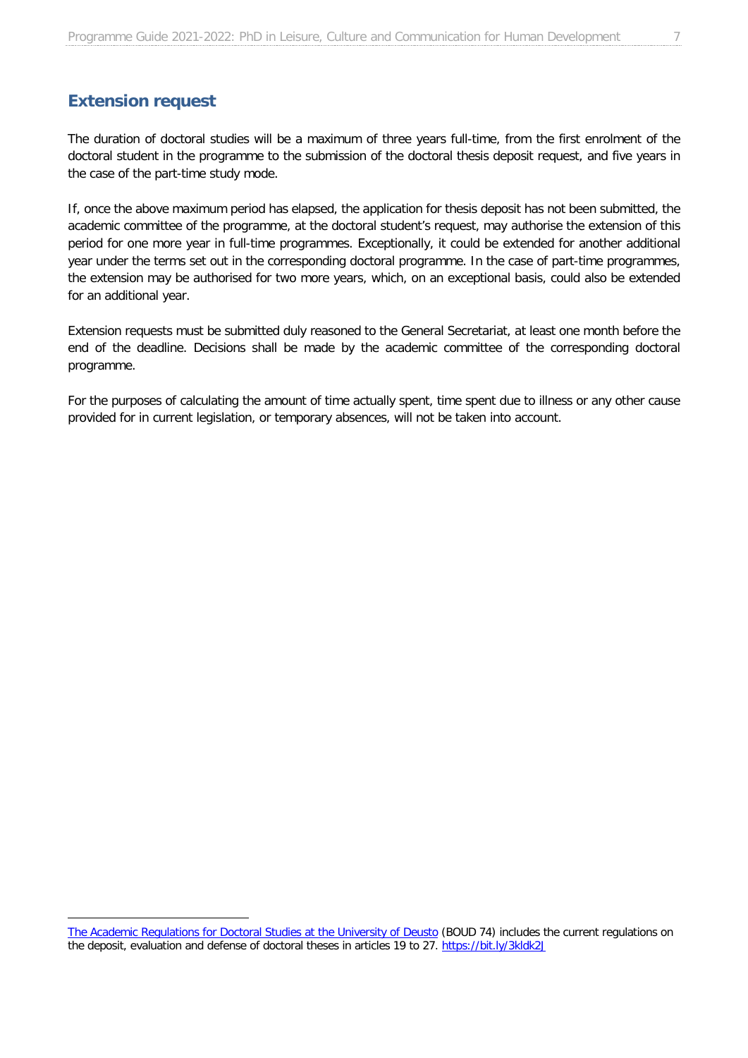## Extension request

The duration of doctoral studies will be a maximum of three years full-time, from the first enrolment of the doctoral student in the programme to the submission of the doctoral thesis deposit request, and five years in the case of the part-time study mode.

If, once the above maximum period has elapsed, the application for thesis deposit has not been submitted, the academic committee of the programme, at the doctoral student's request, may authorise the extension of this period for one more year in full-time programmes. Exceptionally, it could be extended for another additional year under the terms set out in the corresponding doctoral programme. In the case of part-time programmes, the extension may be authorised for two more years, which, on an exceptional basis, could also be extended for an additional year.

Extension requests must be submitted duly reasoned to the General Secretariat, at least one month before the end of the deadline. Decisions shall be made by the academic committee of the corresponding doctoral programme.

For the purposes of calculating the amount of time actually spent, time spent due to illness or any other cause provided for in current legislation, or temporary absences, will not be taken into account.

---

The Academic Regulations for Doctoral Studies at the University of Deusto (BOUD 74) includes the current regulations on the deposit, evaluation and defense of doctoral theses in articles 19 to 27. https://bit.ly/3kldk2J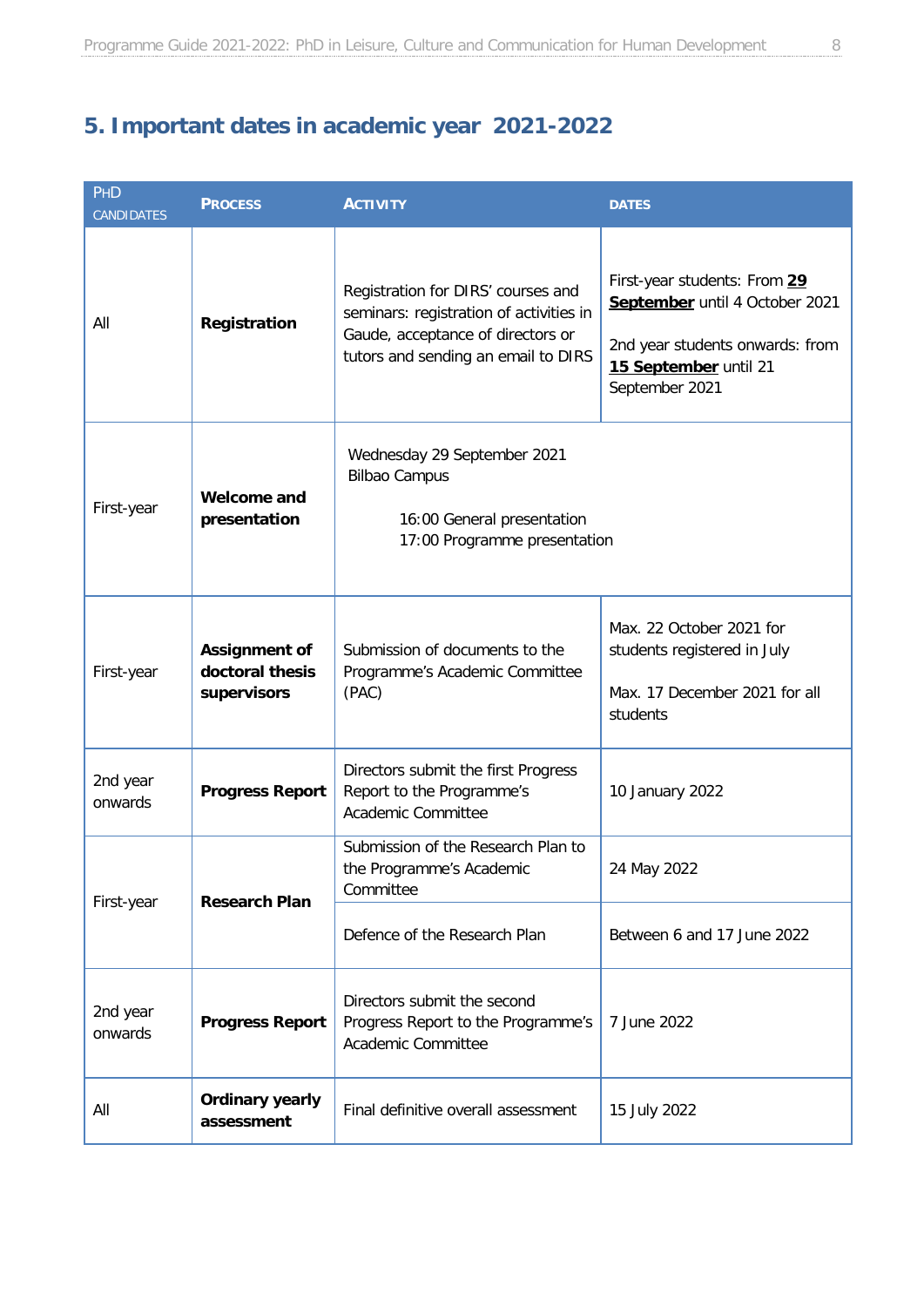## 5. Important dates in academic year 2021-2022

| PhD candidates | Process | Activity | Dates |
|---|---|---|---|
| All | **Registration** | Registration for DIRS' courses and seminars: registration of activities in Gaude, acceptance of directors or tutors and sending an email to DIRS | First-year students: From **29 September** until 4 October 2021<br><br>2nd year students onwards: from **15 September** until 21 September 2021 |
| First-year | **Welcome and presentation** | Wednesday 29 September 2021<br>Bilbao Campus<br><br>16:00 General presentation<br>17:00 Programme presentation | |
| First-year | **Assignment of doctoral thesis supervisors** | Submission of documents to the Programme's Academic Committee (PAC) | Max. 22 October 2021 for students registered in July<br><br>Max. 17 December 2021 for all students |
| 2nd year onwards | **Progress Report** | Directors submit the first Progress Report to the Programme's Academic Committee | 10 January 2022 |
| First-year | **Research Plan** | Submission of the Research Plan to the Programme's Academic Committee | 24 May 2022 |
| | | Defence of the Research Plan | Between 6 and 17 June 2022 |
| 2nd year onwards | **Progress Report** | Directors submit the second Progress Report to the Programme's Academic Committee | 7 June 2022 |
| All | **Ordinary yearly assessment** | Final definitive overall assessment | 15 July 2022 |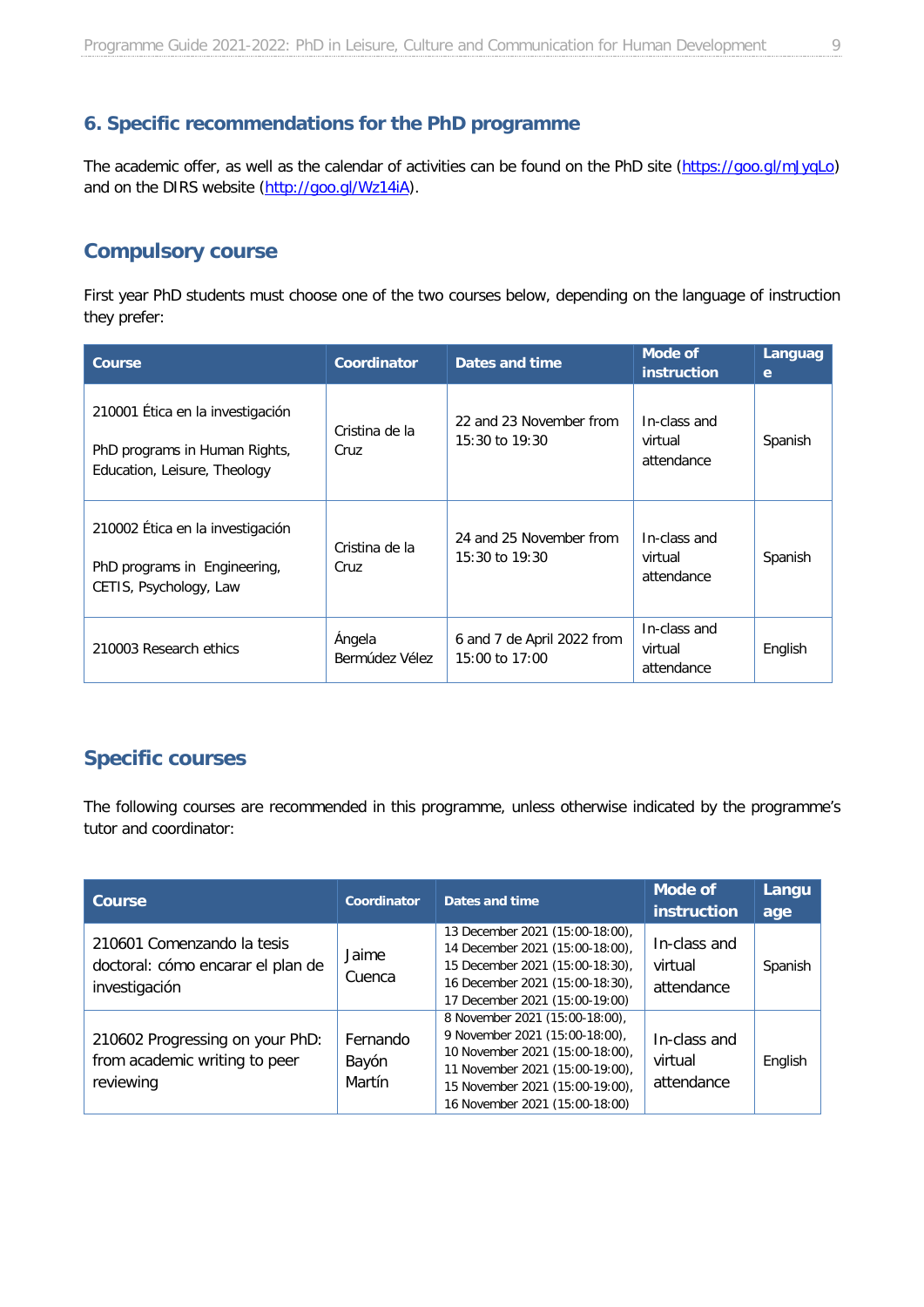## 6. Specific recommendations for the PhD programme

The academic offer, as well as the calendar of activities can be found on the PhD site (https://goo.gl/mJyqLo) and on the DIRS website (http://goo.gl/Wz14iA).

## Compulsory course

First year PhD students must choose one of the two courses below, depending on the language of instruction they prefer:

| Course | Coordinator | Dates and time | Mode of instruction | Language |
|---|---|---|---|---|
| 210001 Ética en la investigación<br><br>PhD programs in Human Rights, Education, Leisure, Theology | Cristina de la Cruz | 22 and 23 November from 15:30 to 19:30 | In-class and virtual attendance | Spanish |
| 210002 Ética en la investigación<br><br>PhD programs in Engineering, CETIS, Psychology, Law | Cristina de la Cruz | 24 and 25 November from 15:30 to 19:30 | In-class and virtual attendance | Spanish |
| 210003 Research ethics | Ángela Bermúdez Vélez | 6 and 7 de April 2022 from 15:00 to 17:00 | In-class and virtual attendance | English |

## Specific courses

The following courses are recommended in this programme, unless otherwise indicated by the programme's tutor and coordinator:

| Course | Coordinator | Dates and time | Mode of instruction | Language |
|---|---|---|---|---|
| 210601 Comenzando la tesis doctoral: cómo encarar el plan de investigación | Jaime Cuenca | 13 December 2021 (15:00-18:00), 14 December 2021 (15:00-18:00), 15 December 2021 (15:00-18:30), 16 December 2021 (15:00-18:30), 17 December 2021 (15:00-19:00) | In-class and virtual attendance | Spanish |
| 210602 Progressing on your PhD: from academic writing to peer reviewing | Fernando Bayón Martín | 8 November 2021 (15:00-18:00), 9 November 2021 (15:00-18:00), 10 November 2021 (15:00-18:00), 11 November 2021 (15:00-19:00), 15 November 2021 (15:00-19:00), 16 November 2021 (15:00-18:00) | In-class and virtual attendance | English |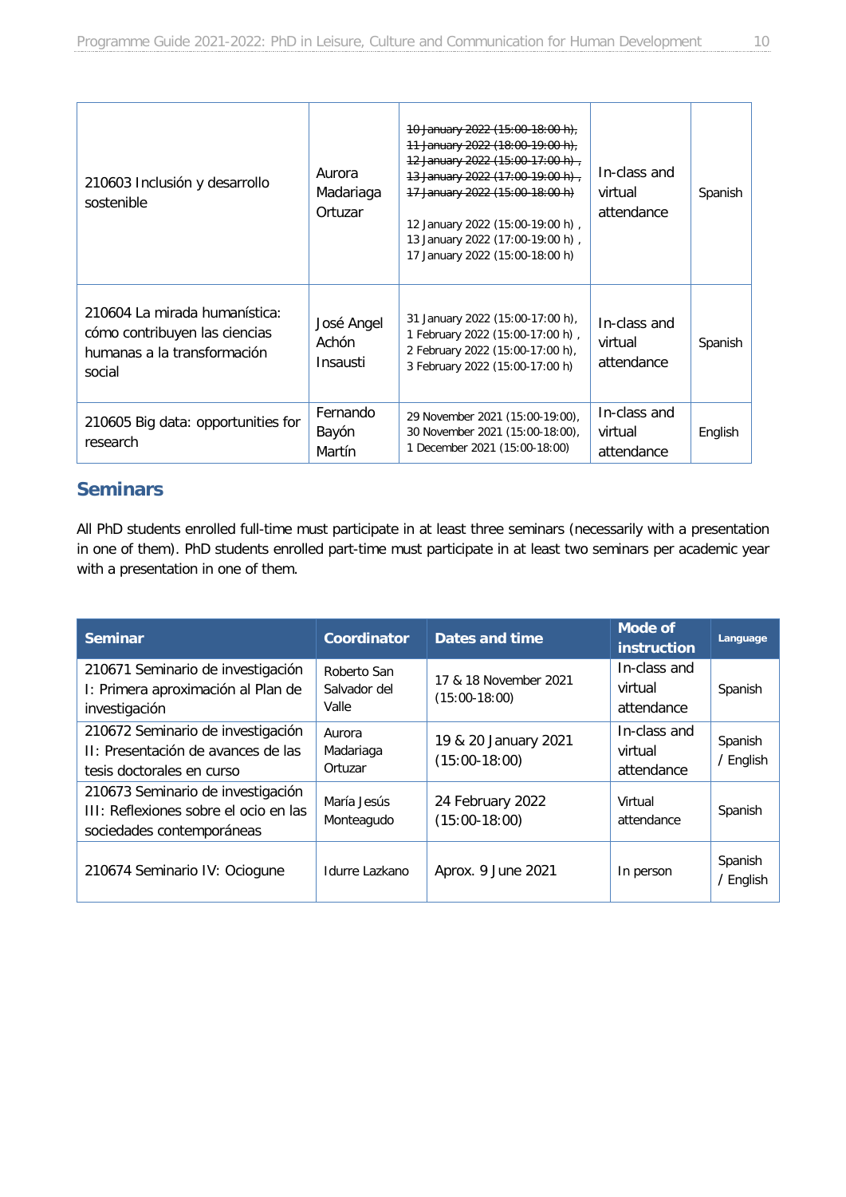| | | | | |
|---|---|---|---|---|
| 210603 Inclusión y desarrollo sostenible | Aurora Madariaga Ortuzar | ~~10 January 2022 (15:00-18:00 h), 11 January 2022 (18:00-19:00 h), 12 January 2022 (15:00-17:00 h) , 13 January 2022 (17:00-19:00 h) , 17 January 2022 (15:00-18:00 h)~~<br><br>12 January 2022 (15:00-19:00 h) , 13 January 2022 (17:00-19:00 h) , 17 January 2022 (15:00-18:00 h) | In-class and virtual attendance | Spanish |
| 210604 La mirada humanística: cómo contribuyen las ciencias humanas a la transformación social | José Angel Achón Insausti | 31 January 2022 (15:00-17:00 h), 1 February 2022 (15:00-17:00 h) , 2 February 2022 (15:00-17:00 h), 3 February 2022 (15:00-17:00 h) | In-class and virtual attendance | Spanish |
| 210605 Big data: opportunities for research | Fernando Bayón Martín | 29 November 2021 (15:00-19:00), 30 November 2021 (15:00-18:00), 1 December 2021 (15:00-18:00) | In-class and virtual attendance | English |

## Seminars

All PhD students enrolled full-time must participate in at least three seminars (necessarily with a presentation in one of them). PhD students enrolled part-time must participate in at least two seminars per academic year with a presentation in one of them.

| Seminar | Coordinator | Dates and time | Mode of instruction | Language |
|---|---|---|---|---|
| 210671 Seminario de investigación I: Primera aproximación al Plan de investigación | Roberto San Salvador del Valle | 17 & 18 November 2021 (15:00-18:00) | In-class and virtual attendance | Spanish |
| 210672 Seminario de investigación II: Presentación de avances de las tesis doctorales en curso | Aurora Madariaga Ortuzar | 19 & 20 January 2021 (15:00-18:00) | In-class and virtual attendance | Spanish / English |
| 210673 Seminario de investigación III: Reflexiones sobre el ocio en las sociedades contemporáneas | María Jesús Monteagudo | 24 February 2022 (15:00-18:00) | Virtual attendance | Spanish |
| 210674 Seminario IV: Ociogune | Idurre Lazkano | Aprox. 9 June 2021 | In person | Spanish / English |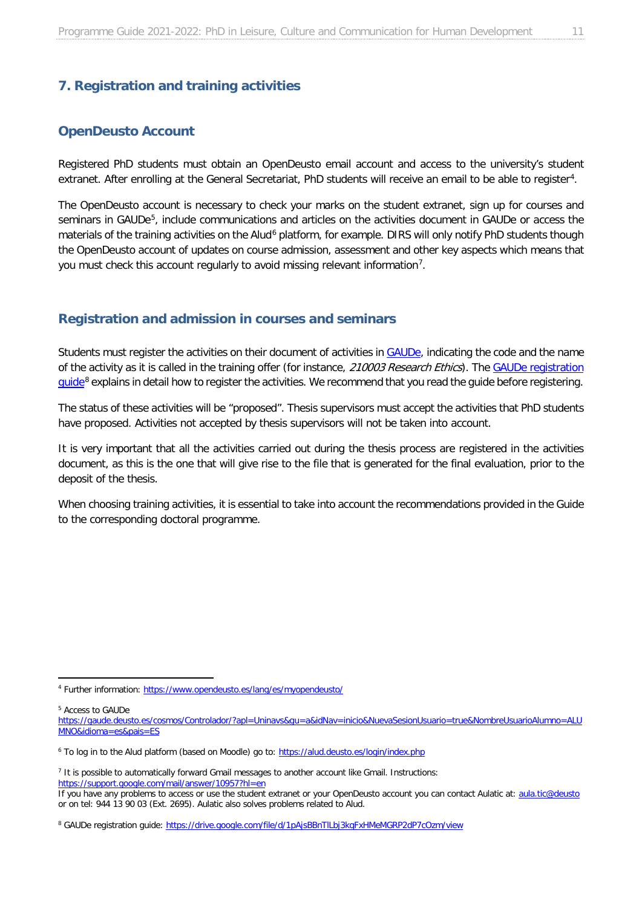## 7. Registration and training activities

### OpenDeusto Account

Registered PhD students must obtain an OpenDeusto email account and access to the university's student extranet. After enrolling at the General Secretariat, PhD students will receive an email to be able to register[4].

The OpenDeusto account is necessary to check your marks on the student extranet, sign up for courses and seminars in GAUDe[5], include communications and articles on the activities document in GAUDe or access the materials of the training activities on the Alud[6] platform, for example. DIRS will only notify PhD students though the OpenDeusto account of updates on course admission, assessment and other key aspects which means that you must check this account regularly to avoid missing relevant information[7].

### Registration and admission in courses and seminars

Students must register the activities on their document of activities in GAUDe, indicating the code and the name of the activity as it is called in the training offer (for instance, *210003 Research Ethics*). The GAUDe registration guide[8] explains in detail how to register the activities. We recommend that you read the guide before registering.

The status of these activities will be "proposed". Thesis supervisors must accept the activities that PhD students have proposed. Activities not accepted by thesis supervisors will not be taken into account.

It is very important that all the activities carried out during the thesis process are registered in the activities document, as this is the one that will give rise to the file that is generated for the final evaluation, prior to the deposit of the thesis.

When choosing training activities, it is essential to take into account the recommendations provided in the Guide to the corresponding doctoral programme.

---

[4] Further information: https://www.opendeusto.es/lang/es/myopendeusto/

[5] Access to GAUDe
https://gaude.deusto.es/cosmos/Controlador/?apl=Uninavs&gu=a&idNav=inicio&NuevaSesionUsuario=true&NombreUsuarioAlumno=ALUMNO&idioma=es&pais=ES

[6] To log in to the Alud platform (based on Moodle) go to: https://alud.deusto.es/login/index.php

[7] It is possible to automatically forward Gmail messages to another account like Gmail. Instructions: https://support.google.com/mail/answer/10957?hl=en
If you have any problems to access or use the student extranet or your OpenDeusto account you can contact Aulatic at: aula.tic@deusto or on tel: 944 13 90 03 (Ext. 2695). Aulatic also solves problems related to Alud.

[8] GAUDe registration guide: https://drive.google.com/file/d/1pAjsBBnTlLbj3kqFxHMeMGRP2dP7cOzm/view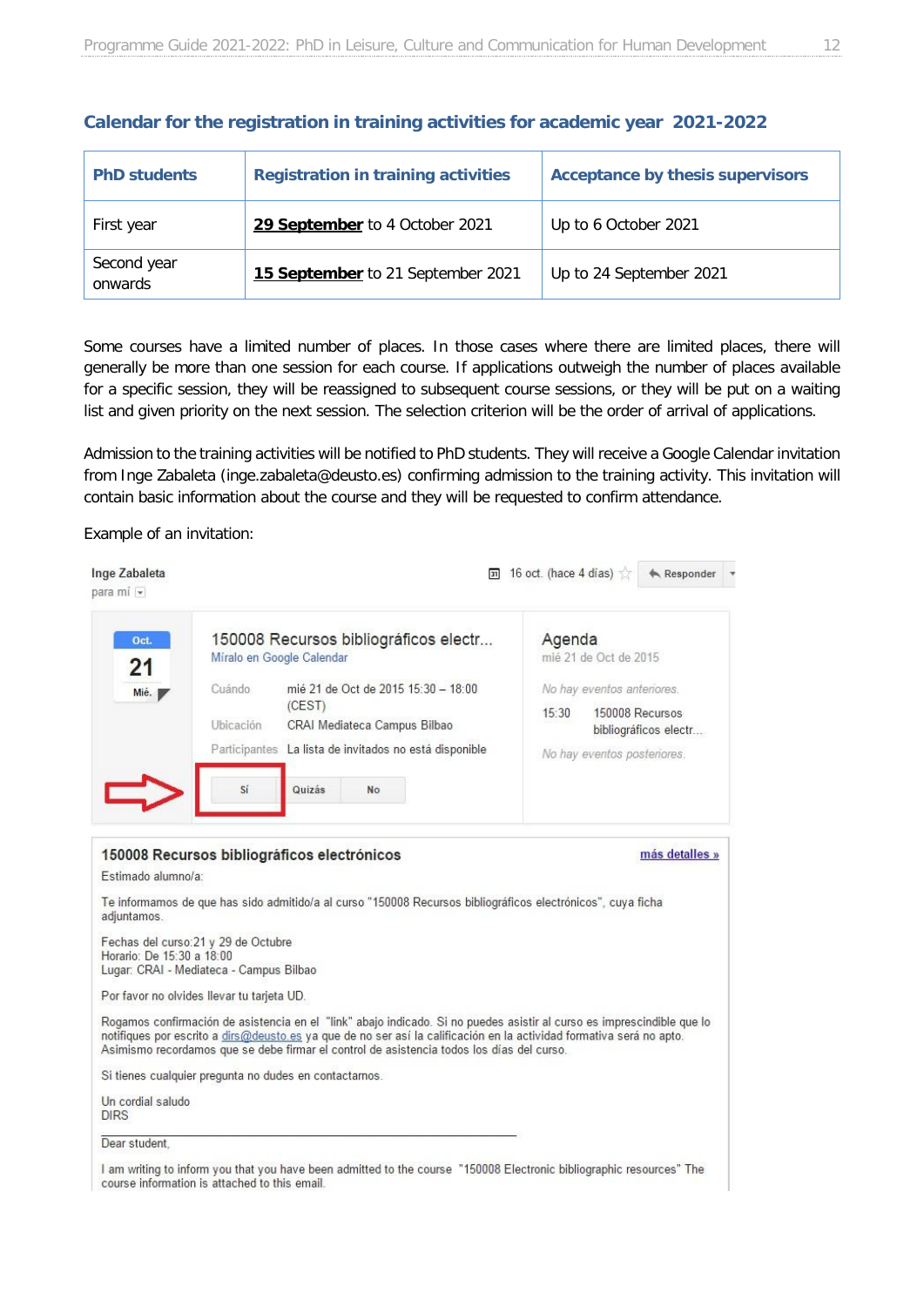## Calendar for the registration in training activities for academic year 2021-2022

| PhD students | Registration in training activities | Acceptance by thesis supervisors |
|---|---|---|
| First year | **29 September** to 4 October 2021 | Up to 6 October 2021 |
| Second year onwards | **15 September** to 21 September 2021 | Up to 24 September 2021 |

Some courses have a limited number of places. In those cases where there are limited places, there will generally be more than one session for each course. If applications outweigh the number of places available for a specific session, they will be reassigned to subsequent course sessions, or they will be put on a waiting list and given priority on the next session. The selection criterion will be the order of arrival of applications.

Admission to the training activities will be notified to PhD students. They will receive a Google Calendar invitation from Inge Zabaleta (inge.zabaleta@deusto.es) confirming admission to the training activity. This invitation will contain basic information about the course and they will be requested to confirm attendance.

Example of an invitation:

Inge Zabaleta
para mí

16 oct. (hace 4 días) Responder

Oct. 21 Mié.

150008 Recursos bibliográficos electr...
Míralo en Google Calendar

Cuándo: mié 21 de Oct de 2015 15:30 – 18:00 (CEST)
Ubicación: CRAI Mediateca Campus Bilbao
Participantes: La lista de invitados no está disponible

Sí | Quizás | No

Agenda
mié 21 de Oct de 2015
No hay eventos anteriores.
15:30 150008 Recursos bibliográficos electr...
No hay eventos posteriores.

**150008 Recursos bibliográficos electrónicos** más detalles »

Estimado alumno/a:

Te informamos de que has sido admitido/a al curso "150008 Recursos bibliográficos electrónicos", cuya ficha adjuntamos.

Fechas del curso: 21 y 29 de Octubre
Horario: De 15:30 a 18:00
Lugar: CRAI - Mediateca - Campus Bilbao

Por favor no olvides llevar tu tarjeta UD.

Rogamos confirmación de asistencia en el "link" abajo indicado. Si no puedes asistir al curso es imprescindible que lo notifiques por escrito a dirs@deusto.es ya que de no ser así la calificación en la actividad formativa será no apto. Asimismo recordamos que se debe firmar el control de asistencia todos los días del curso.

Si tienes cualquier pregunta no dudes en contactarnos.

Un cordial saludo
DIRS

Dear student,

I am writing to inform you that you have been admitted to the course "150008 Electronic bibliographic resources" The course information is attached to this email.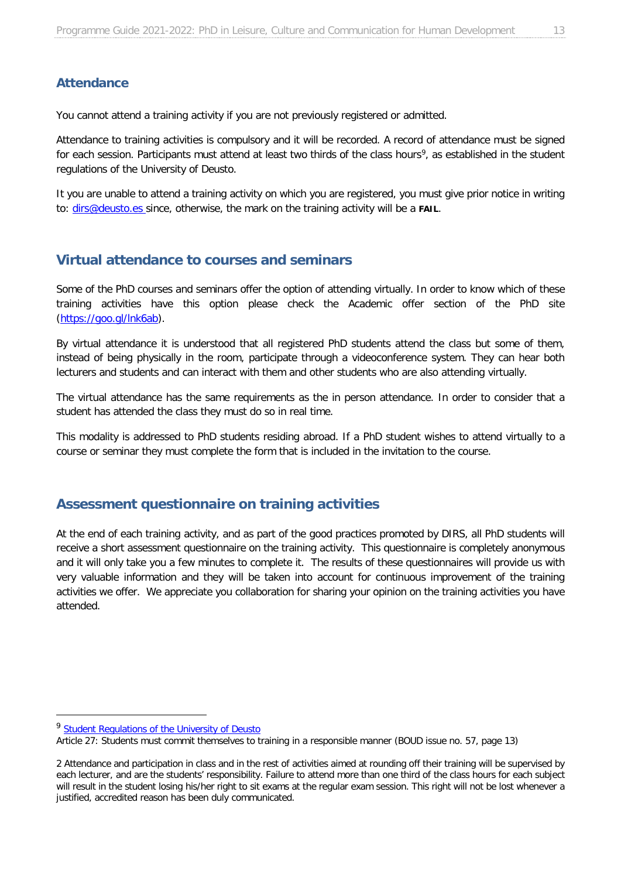## Attendance

You cannot attend a training activity if you are not previously registered or admitted.

Attendance to training activities is compulsory and it will be recorded. A record of attendance must be signed for each session. Participants must attend at least two thirds of the class hours[9], as established in the student regulations of the University of Deusto.

It you are unable to attend a training activity on which you are registered, you must give prior notice in writing to: dirs@deusto.es since, otherwise, the mark on the training activity will be a **FAIL**.

## Virtual attendance to courses and seminars

Some of the PhD courses and seminars offer the option of attending virtually. In order to know which of these training activities have this option please check the Academic offer section of the PhD site (https://goo.gl/lnk6ab).

By virtual attendance it is understood that all registered PhD students attend the class but some of them, instead of being physically in the room, participate through a videoconference system. They can hear both lecturers and students and can interact with them and other students who are also attending virtually.

The virtual attendance has the same requirements as the in person attendance. In order to consider that a student has attended the class they must do so in real time.

This modality is addressed to PhD students residing abroad. If a PhD student wishes to attend virtually to a course or seminar they must complete the form that is included in the invitation to the course.

## Assessment questionnaire on training activities

At the end of each training activity, and as part of the good practices promoted by DIRS, all PhD students will receive a short assessment questionnaire on the training activity. This questionnaire is completely anonymous and it will only take you a few minutes to complete it. The results of these questionnaires will provide us with very valuable information and they will be taken into account for continuous improvement of the training activities we offer. We appreciate you collaboration for sharing your opinion on the training activities you have attended.

---

[9] Student Regulations of the University of Deusto

Article 27: Students must commit themselves to training in a responsible manner (BOUD issue no. 57, page 13)

2 Attendance and participation in class and in the rest of activities aimed at rounding off their training will be supervised by each lecturer, and are the students' responsibility. Failure to attend more than one third of the class hours for each subject will result in the student losing his/her right to sit exams at the regular exam session. This right will not be lost whenever a justified, accredited reason has been duly communicated.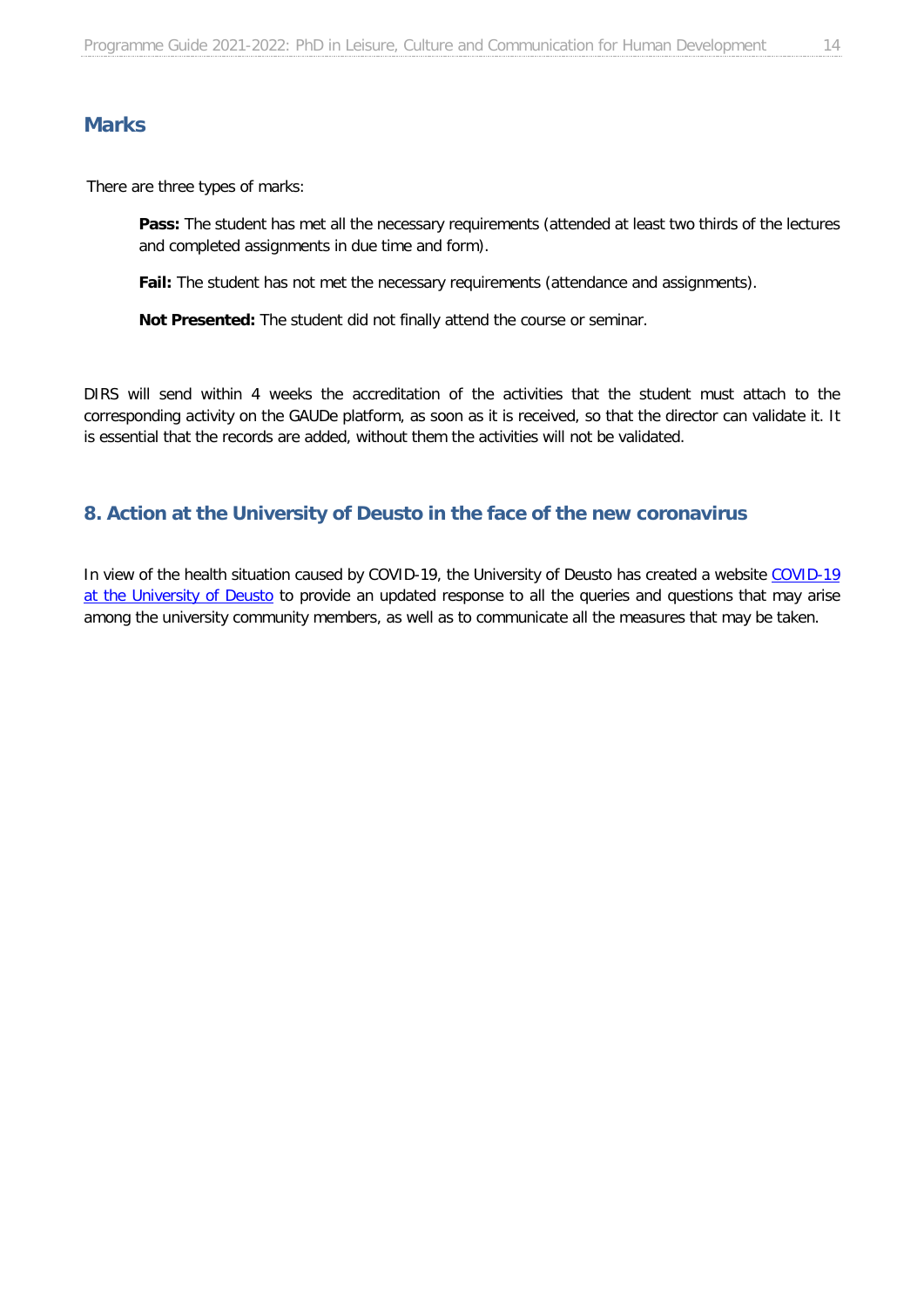## Marks

There are three types of marks:

**Pass:** The student has met all the necessary requirements (attended at least two thirds of the lectures and completed assignments in due time and form).

**Fail:** The student has not met the necessary requirements (attendance and assignments).

**Not Presented:** The student did not finally attend the course or seminar.

DIRS will send within 4 weeks the accreditation of the activities that the student must attach to the corresponding activity on the GAUDe platform, as soon as it is received, so that the director can validate it. It is essential that the records are added, without them the activities will not be validated.

## 8. Action at the University of Deusto in the face of the new coronavirus

In view of the health situation caused by COVID-19, the University of Deusto has created a website COVID-19 at the University of Deusto to provide an updated response to all the queries and questions that may arise among the university community members, as well as to communicate all the measures that may be taken.